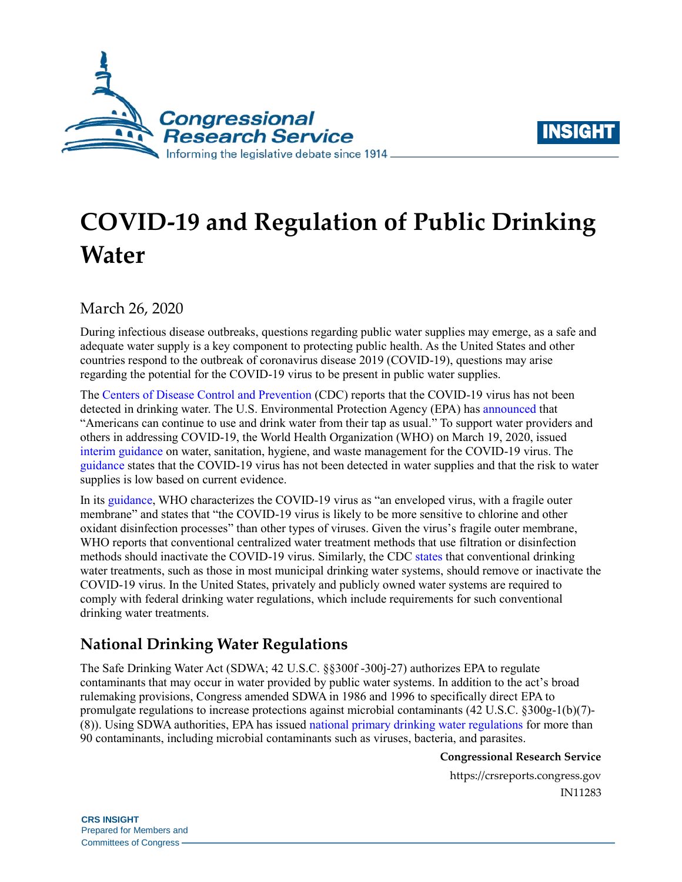# COVID-19 and Regulation of Public Drinking Water

March 26, 2020

During infectious disease outbreaks, questions regarding public water supplies may emerge, as a safe and adequate water supply is a key component to protecting public health. As the United States and other countries respond to the outbreak of coronavirus disease 2019 (COVID-19), questions may arise regarding the potential for the COVID-19 virus to be present in public water supplies.

The Centers of Disease Control and Prevention (CDC) reports that the COVID-19 virus has not been detected in drinking water. The U.S. Environmental Protection Agency (EPA) has announced that "Americans can continue to use and drink water from their tap as usual." To support water providers and others in addressing COVID-19, the World Health Organization (WHO) on March 19, 2020, issued interim guidance on water, sanitation, hygiene, and waste management for the COVID-19 virus. The guidance states that the COVID-19 virus has not been detected in water supplies and that the risk to water supplies is low based on current evidence.

In its guidance, WHO characterizes the COVID-19 virus as "an enveloped virus, with a fragile outer membrane" and states that "the COVID-19 virus is likely to be more sensitive to chlorine and other oxidant disinfection processes" than other types of viruses. Given the virus's fragile outer membrane, WHO reports that conventional centralized water treatment methods that use filtration or disinfection methods should inactivate the COVID-19 virus. Similarly, the CDC states that conventional drinking water treatments, such as those in most municipal drinking water systems, should remove or inactivate the COVID-19 virus. In the United States, privately and publicly owned water systems are required to comply with federal drinking water regulations, which include requirements for such conventional drinking water treatments.

## National Drinking Water Regulations

The Safe Drinking Water Act (SDWA; 42 U.S.C. §§300f -300j-27) authorizes EPA to regulate contaminants that may occur in water provided by public water systems. In addition to the act's broad rulemaking provisions, Congress amended SDWA in 1986 and 1996 to specifically direct EPA to promulgate regulations to increase protections against microbial contaminants (42 U.S.C. §300g-1(b)(7)-(8)). Using SDWA authorities, EPA has issued national primary drinking water regulations for more than 90 contaminants, including microbial contaminants such as viruses, bacteria, and parasites.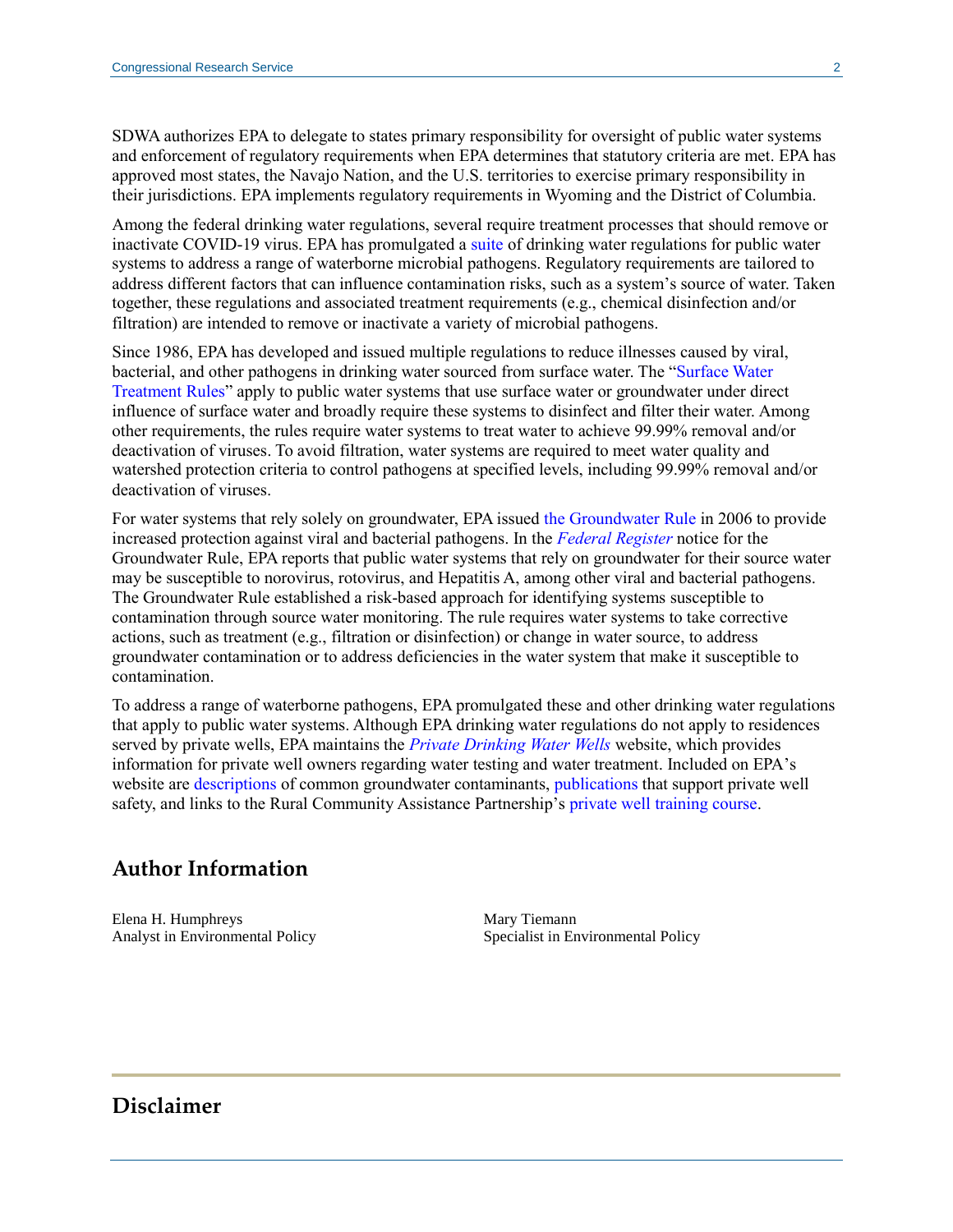SDWA authorizes EPA to delegate to states primary responsibility for oversight of public water systems and enforcement of regulatory requirements when EPA determines that statutory criteria are met. EPA has approved most states, the Navajo Nation, and the U.S. territories to exercise primary responsibility in their jurisdictions. EPA implements regulatory requirements in Wyoming and the District of Columbia.

Among the federal drinking water regulations, several require treatment processes that should remove or inactivate COVID-19 virus. EPA has promulgated a suite of drinking water regulations for public water systems to address a range of waterborne microbial pathogens. Regulatory requirements are tailored to address different factors that can influence contamination risks, such as a system's source of water. Taken together, these regulations and associated treatment requirements (e.g., chemical disinfection and/or filtration) are intended to remove or inactivate a variety of microbial pathogens.

Since 1986, EPA has developed and issued multiple regulations to reduce illnesses caused by viral, bacterial, and other pathogens in drinking water sourced from surface water. The "Surface Water Treatment Rules" apply to public water systems that use surface water or groundwater under direct influence of surface water and broadly require these systems to disinfect and filter their water. Among other requirements, the rules require water systems to treat water to achieve 99.99% removal and/or deactivation of viruses. To avoid filtration, water systems are required to meet water quality and watershed protection criteria to control pathogens at specified levels, including 99.99% removal and/or deactivation of viruses.

For water systems that rely solely on groundwater, EPA issued the Groundwater Rule in 2006 to provide increased protection against viral and bacterial pathogens. In the *Federal Register* notice for the Groundwater Rule, EPA reports that public water systems that rely on groundwater for their source water may be susceptible to norovirus, rotovirus, and Hepatitis A, among other viral and bacterial pathogens. The Groundwater Rule established a risk-based approach for identifying systems susceptible to contamination through source water monitoring. The rule requires water systems to take corrective actions, such as treatment (e.g., filtration or disinfection) or change in water source, to address groundwater contamination or to address deficiencies in the water system that make it susceptible to contamination.

To address a range of waterborne pathogens, EPA promulgated these and other drinking water regulations that apply to public water systems. Although EPA drinking water regulations do not apply to residences served by private wells, EPA maintains the *Private Drinking Water Wells* website, which provides information for private well owners regarding water testing and water treatment. Included on EPA's website are descriptions of common groundwater contaminants, publications that support private well safety, and links to the Rural Community Assistance Partnership's private well training course.

## Author Information

Elena H. Humphreys
Analyst in Environmental Policy

Mary Tiemann
Specialist in Environmental Policy

## Disclaimer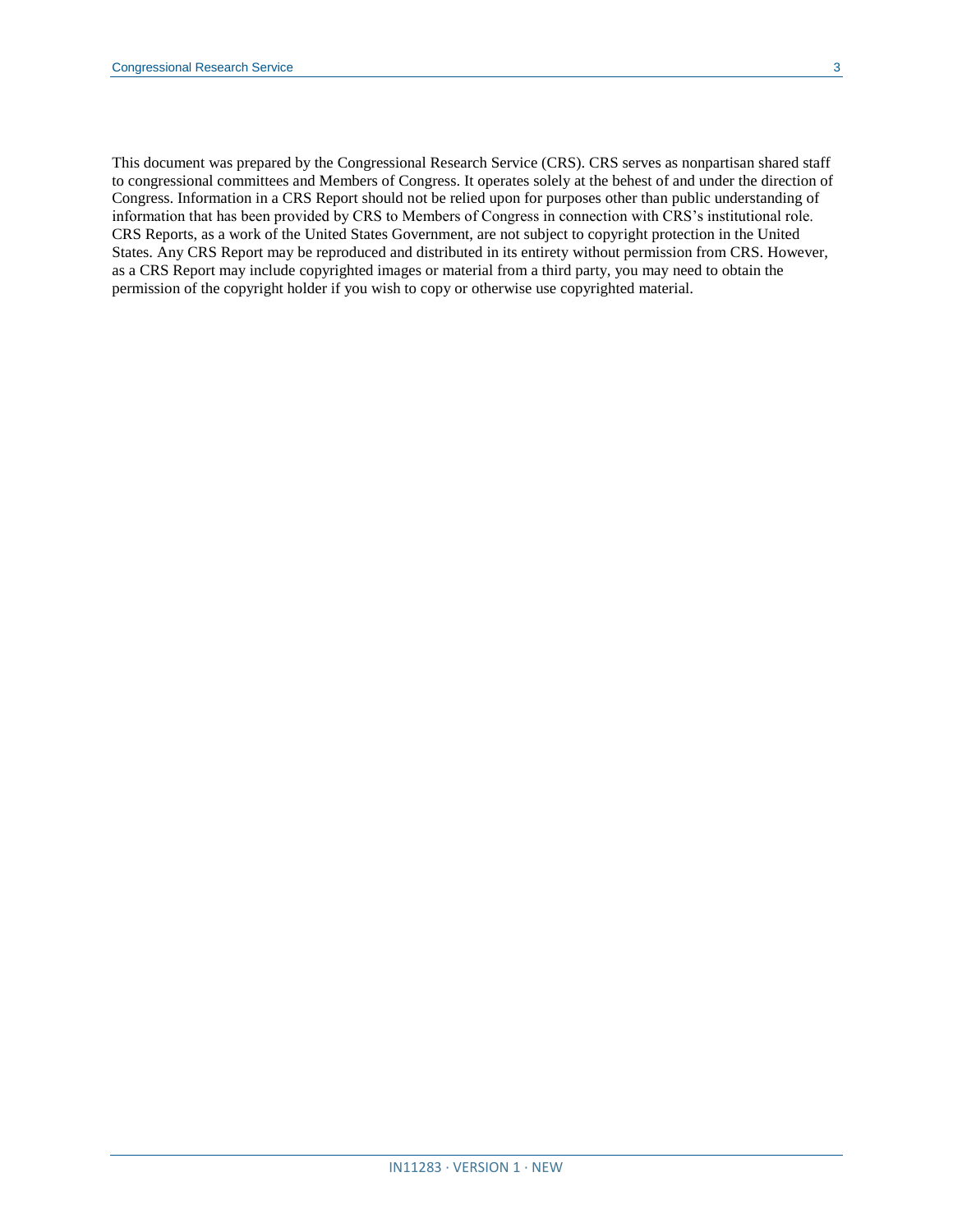This document was prepared by the Congressional Research Service (CRS). CRS serves as nonpartisan shared staff to congressional committees and Members of Congress. It operates solely at the behest of and under the direction of Congress. Information in a CRS Report should not be relied upon for purposes other than public understanding of information that has been provided by CRS to Members of Congress in connection with CRS's institutional role. CRS Reports, as a work of the United States Government, are not subject to copyright protection in the United States. Any CRS Report may be reproduced and distributed in its entirety without permission from CRS. However, as a CRS Report may include copyrighted images or material from a third party, you may need to obtain the permission of the copyright holder if you wish to copy or otherwise use copyrighted material.